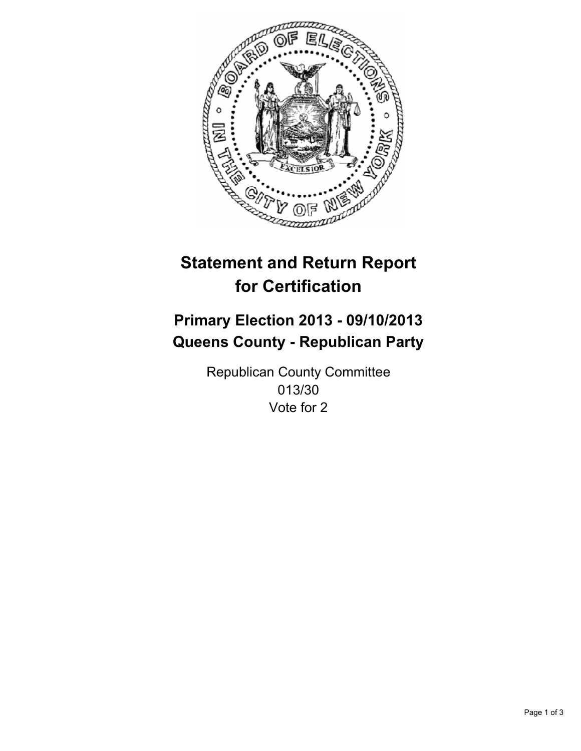# Statement and Return Report for Certification

## Primary Election 2013 - 09/10/2013
## Queens County - Republican Party

Republican County Committee
013/30
Vote for 2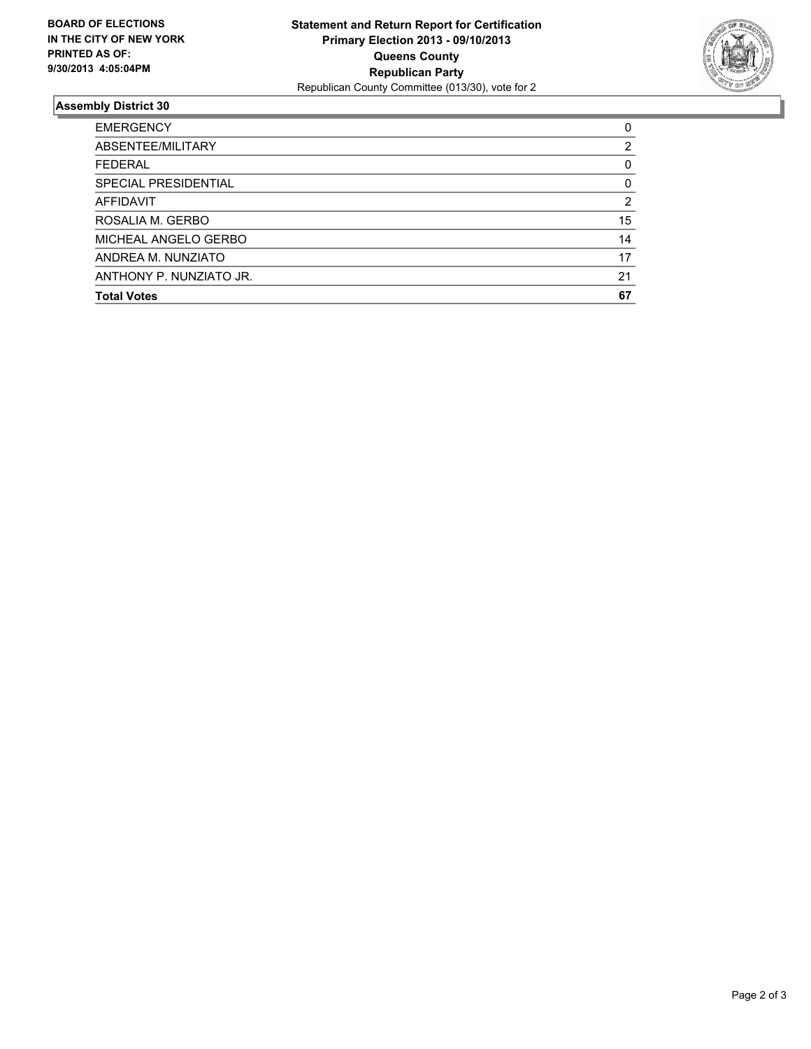**BOARD OF ELECTIONS**
**IN THE CITY OF NEW YORK**
**PRINTED AS OF:**
**9/30/2013 4:05:04PM**

**Statement and Return Report for Certification**
**Primary Election 2013 - 09/10/2013**
**Queens County**
**Republican Party**
Republican County Committee (013/30), vote for 2

## Assembly District 30

| | |
|---|---|
| EMERGENCY | 0 |
| ABSENTEE/MILITARY | 2 |
| FEDERAL | 0 |
| SPECIAL PRESIDENTIAL | 0 |
| AFFIDAVIT | 2 |
| ROSALIA M. GERBO | 15 |
| MICHEAL ANGELO GERBO | 14 |
| ANDREA M. NUNZIATO | 17 |
| ANTHONY P. NUNZIATO JR. | 21 |
| **Total Votes** | **67** |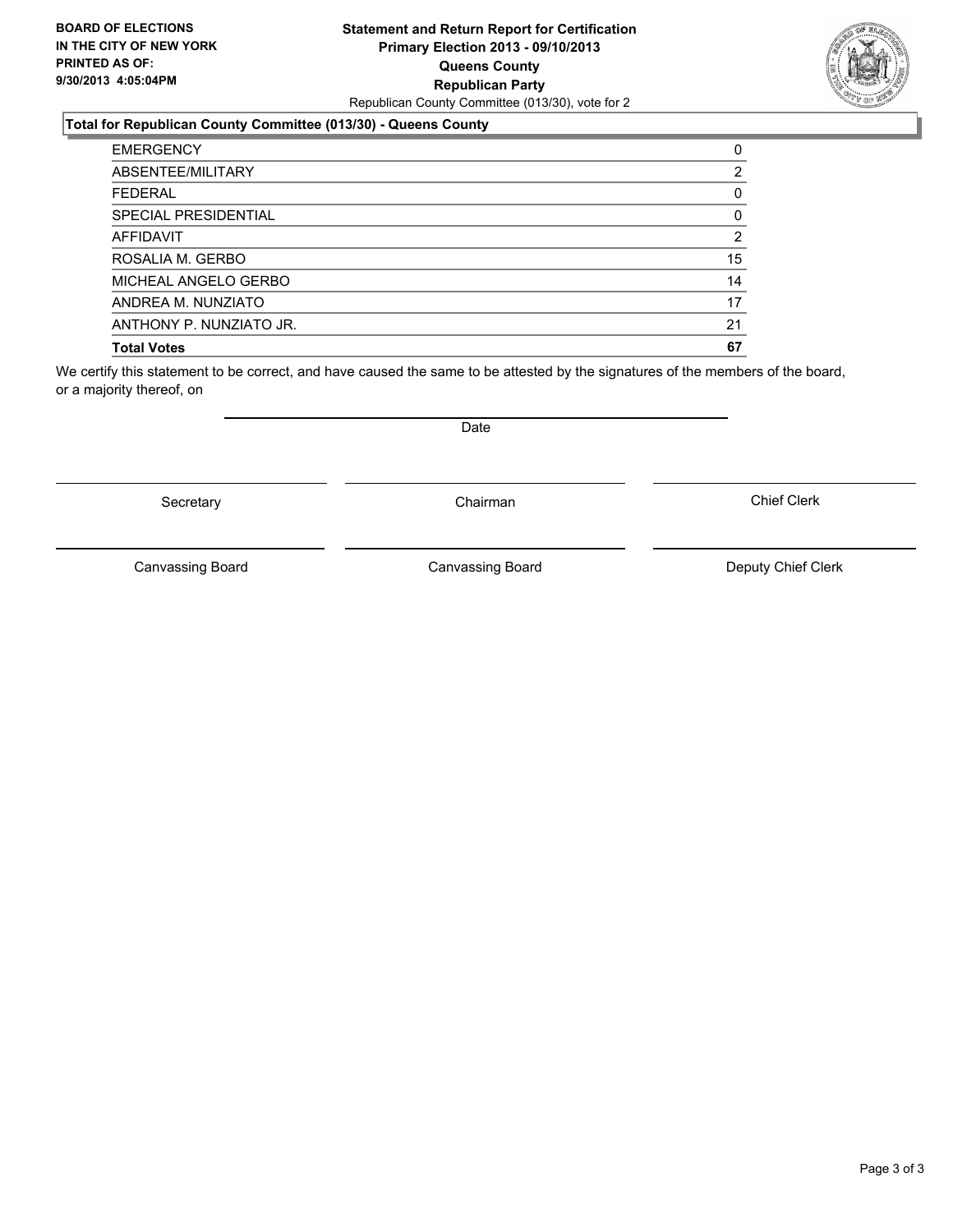**BOARD OF ELECTIONS IN THE CITY OF NEW YORK PRINTED AS OF: 9/30/2013 4:05:04PM**

**Statement and Return Report for Certification**
**Primary Election 2013 - 09/10/2013**
**Queens County**
**Republican Party**
Republican County Committee (013/30), vote for 2

**Total for Republican County Committee (013/30) - Queens County**

| | |
|---|---|
| EMERGENCY | 0 |
| ABSENTEE/MILITARY | 2 |
| FEDERAL | 0 |
| SPECIAL PRESIDENTIAL | 0 |
| AFFIDAVIT | 2 |
| ROSALIA M. GERBO | 15 |
| MICHEAL ANGELO GERBO | 14 |
| ANDREA M. NUNZIATO | 17 |
| ANTHONY P. NUNZIATO JR. | 21 |
| **Total Votes** | **67** |

We certify this statement to be correct, and have caused the same to be attested by the signatures of the members of the board, or a majority thereof, on

Date

Secretary | Chairman | Chief Clerk

Canvassing Board | Canvassing Board | Deputy Chief Clerk